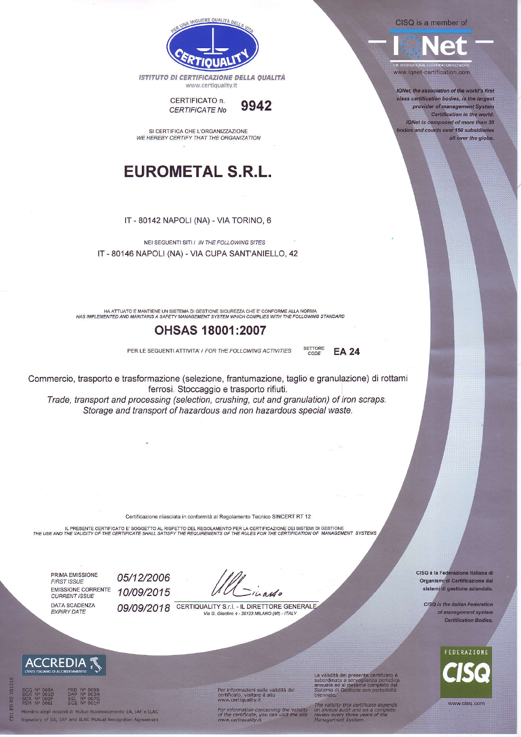PER UNA MIGLIORE QUALITÀ DELLA VITA

CERTIQUALITY

*ISTITUTO DI CERTIFICAZIONE DELLA QUALITÀ*
www.certiquality.it

CISQ is a member of

IQNet

THE INTERNATIONAL CERTIFICATION NETWORK
www.iqnet-certification.com

*IQNet, the association of the world's first class certification bodies, is the largest provider of management System Certification in the world. IQNet is composed of more than 30 bodies and counts over 150 subsidiaries all over the globe.*

CERTIFICATO n. *CERTIFICATE No* **9942**

SI CERTIFICA CHE L'ORGANIZZAZIONE
*WE HEREBY CERTIFY THAT THE ORGANIZATION*

# EUROMETAL S.R.L.

IT - 80142 NAPOLI (NA) - VIA TORINO, 6

NEI SEGUENTI SITI / *IN THE FOLLOWING SITES*

IT - 80146 NAPOLI (NA) - VIA CUPA SANT'ANIELLO, 42

HA ATTUATO E MANTIENE UN SISTEMA DI GESTIONE SICUREZZA CHE E' CONFORME ALLA NORMA
*HAS IMPLEMENTED AND MAINTAINS A SAFETY MANAGEMENT SYSTEM WHICH COMPLIES WITH THE FOLLOWING STANDARD*

## OHSAS 18001:2007

PER LE SEGUENTI ATTIVITA' / *FOR THE FOLLOWING ACTIVITIES* SETTORE *CODE* **EA 24**

Commercio, trasporto e trasformazione (selezione, frantumazione, taglio e granulazione) di rottami ferrosi. Stoccaggio e trasporto rifiuti.

*Trade, transport and processing (selection, crushing, cut and granulation) of iron scraps. Storage and transport of hazardous and non hazardous special waste.*

Certificazione rilasciata in conformità al Regolamento Tecnico SINCERT RT 12

IL PRESENTE CERTIFICATO E' SOGGETTO AL RISPETTO DEL REGOLAMENTO PER LA CERTIFICAZIONE DEI SISTEMI DI GESTIONE
*THE USE AND THE VALIDITY OF THE CERTIFICATE SHALL SATISFY THE REQUIREMENTS OF THE RULES FOR THE CERTIFICATION OF MANAGEMENT SYSTEMS*

PRIMA EMISSIONE *FIRST ISSUE* *05/12/2006*
EMISSIONE CORRENTE *CURRENT ISSUE* *10/09/2015*
DATA SCADENZA *EXPIRY DATE* *09/09/2018*

CERTIQUALITY S.r.l. - IL DIRETTORE GENERALE
*Via G. Giardino 4 - 20123 MILANO (MI) - ITALY*

CISQ è la Federazione Italiana di Organismi di Certificazione dei sistemi di gestione aziendale.

*CISQ is the Italian Federation of management system Certification Bodies.*

ACCREDIA
L'ENTE ITALIANO DI ACCREDITAMENTO

SGQ N° 008A PRD N° 008B
SGA N° 001D DAP N° 003H
SCR N° 002F SSI N° 007G
FSM N° 006I SGE N° 001M

Membro degli accordi di Mutuo Riconoscimento EA, IAF e ILAC
Signatory of EA, IAF and ILAC Mutual Recognition Agreement

Per informazioni sulla validità del certificato, visitare il sito www.certiquality.it

*For information concerning the validity of the certificate, you can visit the site www.certiquality.it*

La validità del presente certificato è subordinata a sorveglianza periodica annuale ed al riesame completo del Sistema di Gestione con periodicità triennale.

*The validity this certificate depends on annual audit and on a complete review every three years of the Management System.*

FEDERAZIONE CISQ
www.cisq.com

C01 ED 02 201210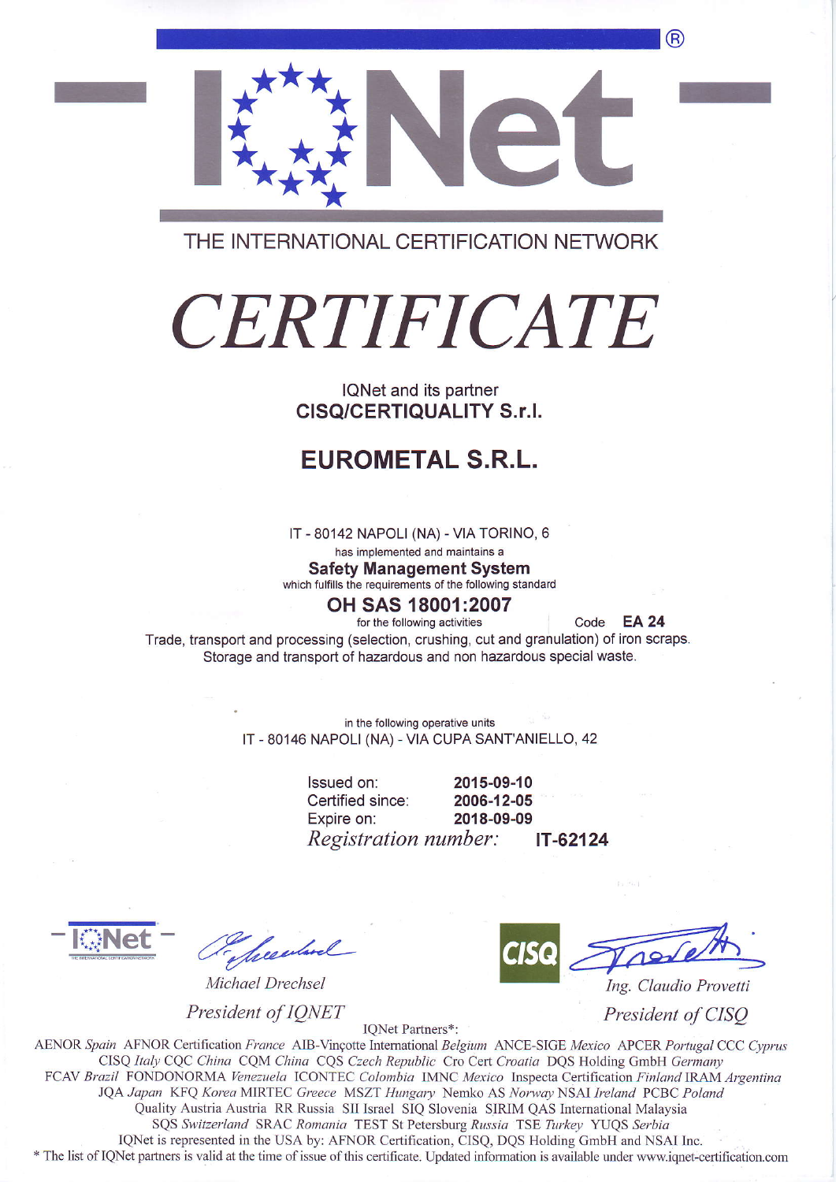IQNet®

THE INTERNATIONAL CERTIFICATION NETWORK

# *CERTIFICATE*

IQNet and its partner
**CISQ/CERTIQUALITY S.r.l.**

## EUROMETAL S.R.L.

IT - 80142 NAPOLI (NA) - VIA TORINO, 6

has implemented and maintains a

**Safety Management System**

which fulfills the requirements of the following standard

**OH SAS 18001:2007**

for the following activities — Code **EA 24**

Trade, transport and processing (selection, crushing, cut and granulation) of iron scraps.
Storage and transport of hazardous and non hazardous special waste.

in the following operative units

IT - 80146 NAPOLI (NA) - VIA CUPA SANT'ANIELLO, 42

| | |
|---|---|
| Issued on: | **2015-09-10** |
| Certified since: | **2006-12-05** |
| Expire on: | **2018-09-09** |
| *Registration number:* | **IT-62124** |

*Michael Drechsel*
*President of IQNET*

*Ing. Claudio Provetti*
*President of CISQ*

IQNet Partners*:

AENOR *Spain* AFNOR Certification *France* AIB-Vinçotte International *Belgium* ANCE-SIGE *Mexico* APCER *Portugal* CCC *Cyprus* CISQ *Italy* CQC *China* CQM *China* CQS *Czech Republic* Cro Cert *Croatia* DQS Holding GmbH *Germany* FCAV *Brazil* FONDONORMA *Venezuela* ICONTEC *Colombia* IMNC *Mexico* Inspecta Certification *Finland* IRAM *Argentina* JQA *Japan* KFQ *Korea* MIRTEC *Greece* MSZT *Hungary* Nemko AS *Norway* NSAI *Ireland* PCBC *Poland* Quality Austria Austria RR Russia SII Israel SIQ Slovenia SIRIM QAS International Malaysia SQS *Switzerland* SRAC *Romania* TEST St Petersburg *Russia* TSE *Turkey* YUQS *Serbia*

IQNet is represented in the USA by: AFNOR Certification, CISQ, DQS Holding GmbH and NSAI Inc.

* The list of IQNet partners is valid at the time of issue of this certificate. Updated information is available under www.iqnet-certification.com